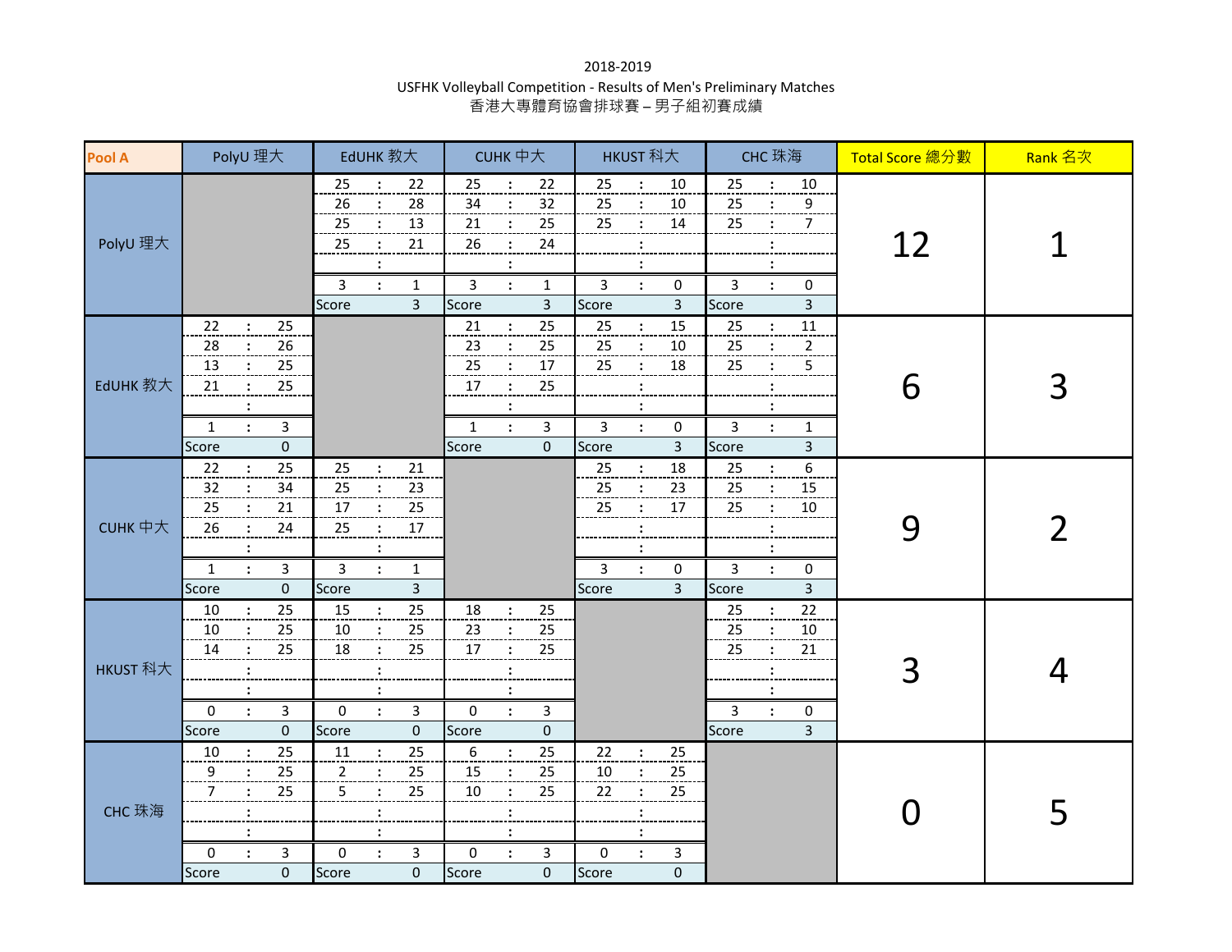2018-2019

USFHK Volleyball Competition - Results of Men's Preliminary Matches

香港大專體育協會排球賽 – 男子組初賽成績

| Pool A | PolyU 理大 | EdUHK 教大 | CUHK 中大 | HKUST 科大 | CHC 珠海 | Total Score 總分數 | Rank 名次 |
|---|---|---|---|---|---|---|---|
| PolyU 理大 | | 25 : 22<br>26 : 28<br>25 : 13<br>25 : 21<br>:<br>3 : 1<br>Score 3 | 25 : 22<br>34 : 32<br>21 : 25<br>26 : 24<br>:<br>3 : 1<br>Score 3 | 25 : 10<br>25 : 10<br>25 : 14<br>:<br>:<br>3 : 0<br>Score 3 | 25 : 10<br>25 : 9<br>25 : 7<br>:<br>:<br>3 : 0<br>Score 3 | 12 | 1 |
| EdUHK 教大 | 22 : 25<br>28 : 26<br>13 : 25<br>21 : 25<br>:<br>1 : 3<br>Score 0 | | 21 : 25<br>23 : 25<br>25 : 17<br>17 : 25<br>:<br>1 : 3<br>Score 0 | 25 : 15<br>25 : 10<br>25 : 18<br>:<br>:<br>3 : 0<br>Score 3 | 25 : 11<br>25 : 2<br>25 : 5<br>:<br>:<br>3 : 1<br>Score 3 | 6 | 3 |
| CUHK 中大 | 22 : 25<br>32 : 34<br>25 : 21<br>26 : 24<br>:<br>1 : 3<br>Score 0 | 25 : 21<br>25 : 23<br>17 : 25<br>25 : 17<br>:<br>3 : 1<br>Score 3 | | 25 : 18<br>25 : 23<br>25 : 17<br>:<br>:<br>3 : 0<br>Score 3 | 25 : 6<br>25 : 15<br>25 : 10<br>:<br>:<br>3 : 0<br>Score 3 | 9 | 2 |
| HKUST 科大 | 10 : 25<br>10 : 25<br>14 : 25<br>:<br>:<br>0 : 3<br>Score 0 | 15 : 25<br>10 : 25<br>18 : 25<br>:<br>:<br>0 : 3<br>Score 0 | 18 : 25<br>23 : 25<br>17 : 25<br>:<br>:<br>0 : 3<br>Score 0 | | 25 : 22<br>25 : 10<br>25 : 21<br>:<br>:<br>3 : 0<br>Score 3 | 3 | 4 |
| CHC 珠海 | 10 : 25<br>9 : 25<br>7 : 25<br>:<br>:<br>0 : 3<br>Score 0 | 11 : 25<br>2 : 25<br>5 : 25<br>:<br>:<br>0 : 3<br>Score 0 | 6 : 25<br>15 : 25<br>10 : 25<br>:<br>:<br>0 : 3<br>Score 0 | 22 : 25<br>10 : 25<br>22 : 25<br>:<br>:<br>0 : 3<br>Score 0 | | 0 | 5 |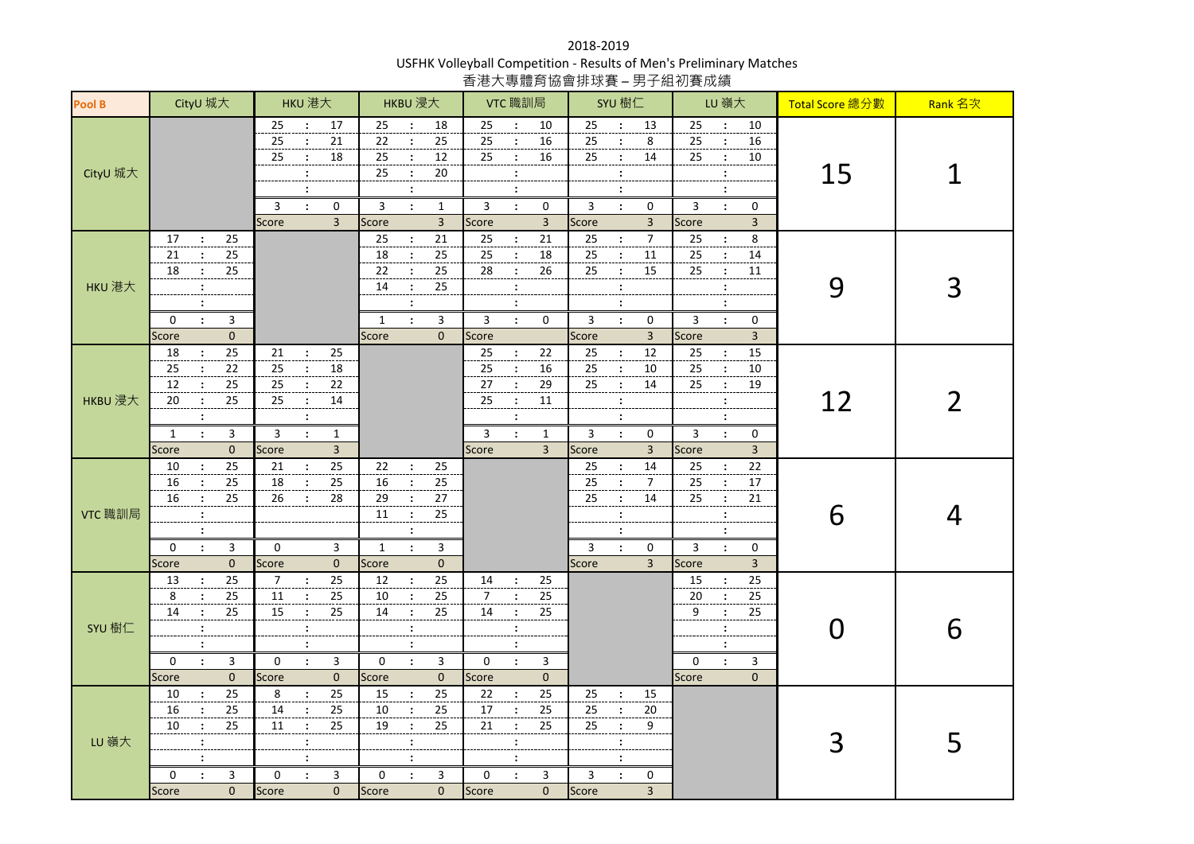2018-2019

USFHK Volleyball Competition - Results of Men's Preliminary Matches

香港大專體育協會排球賽 – 男子組初賽成績

| Pool B | CityU 城大 | HKU 港大 | HKBU 浸大 | VTC 職訓局 | SYU 樹仁 | LU 嶺大 | Total Score 總分數 | Rank 名次 |
|---|---|---|---|---|---|---|---|---|
| CityU 城大 | | 25 : 17, 25 : 21, 25 : 18; 3 : 0; Score 3 | 25 : 18, 22 : 25, 25 : 12, 25 : 20; 3 : 1; Score 3 | 25 : 10, 25 : 16, 25 : 16; 3 : 0; Score 3 | 25 : 13, 25 : 8, 25 : 14; 3 : 0; Score 3 | 25 : 10, 25 : 16, 25 : 10; 3 : 0; Score 3 | 15 | 1 |
| HKU 港大 | 17 : 25, 21 : 25, 18 : 25; 0 : 3; Score 0 | | 25 : 21, 18 : 25, 22 : 25, 14 : 25; 1 : 3; Score 0 | 25 : 21, 25 : 18, 28 : 26; 3 : 0; Score | 25 : 7, 25 : 11, 25 : 15; 3 : 0; Score 3 | 25 : 8, 25 : 14, 25 : 11; 3 : 0; Score 3 | 9 | 3 |
| HKBU 浸大 | 18 : 25, 25 : 22, 12 : 25, 20 : 25; 1 : 3; Score 0 | 21 : 25, 25 : 18, 25 : 22, 25 : 14; 3 : 1; Score 3 | | 25 : 22, 25 : 16, 27 : 29, 25 : 11; 3 : 1; Score 3 | 25 : 12, 25 : 10, 25 : 14; 3 : 0; Score 3 | 25 : 15, 25 : 10, 25 : 19; 3 : 0; Score 3 | 12 | 2 |
| VTC 職訓局 | 10 : 25, 16 : 25, 16 : 25; 0 : 3; Score 0 | 21 : 25, 18 : 25, 26 : 28; 0 3; Score 0 | 22 : 25, 16 : 25, 29 : 27, 11 : 25; 1 : 3; Score 0 | | 25 : 14, 25 : 7, 25 : 14; 3 : 0; Score 3 | 25 : 22, 25 : 17, 25 : 21; 3 : 0; Score 3 | 6 | 4 |
| SYU 樹仁 | 13 : 25, 8 : 25, 14 : 25; 0 : 3; Score 0 | 7 : 25, 11 : 25, 15 : 25; 0 : 3; Score 0 | 12 : 25, 10 : 25, 14 : 25; 0 : 3; Score 0 | 14 : 25, 7 : 25, 14 : 25; 0 : 3; Score 0 | | 15 : 25, 20 : 25, 9 : 25; 0 : 3; Score 0 | 0 | 6 |
| LU 嶺大 | 10 : 25, 16 : 25, 10 : 25; 0 : 3; Score 0 | 8 : 25, 14 : 25, 11 : 25; 0 : 3; Score 0 | 15 : 25, 10 : 25, 19 : 25; 0 : 3; Score 0 | 22 : 25, 17 : 25, 21 : 25; 0 : 3; Score 0 | 25 : 15, 25 : 20, 25 : 9; 3 : 0; Score 3 | | 3 | 5 |